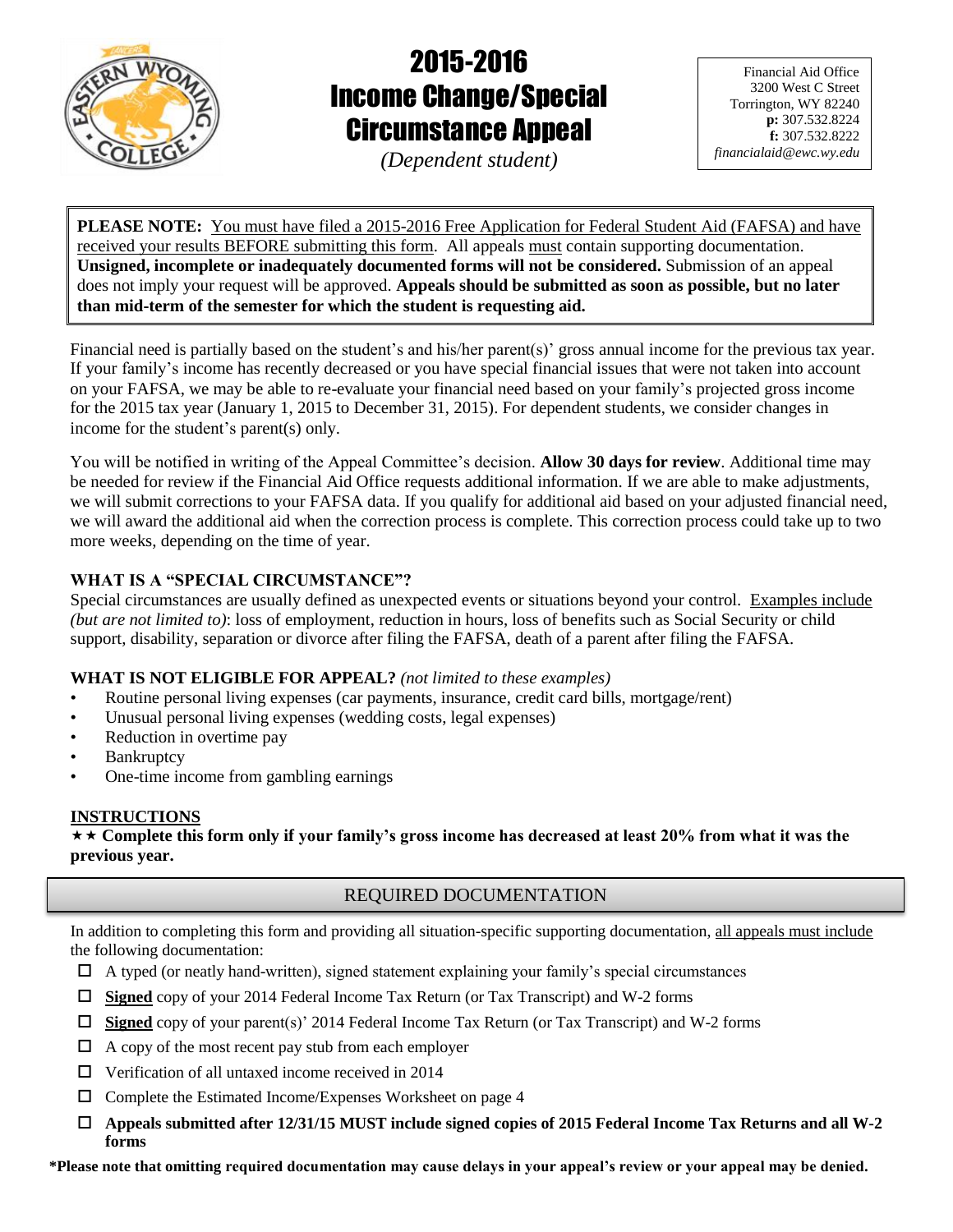# 2015-2016 Income Change/Special Circumstance Appeal

*(Dependent student)*

Financial Aid Office
3200 West C Street
Torrington, WY 82240
**p:** 307.532.8224
**f:** 307.532.8222
*financialaid@ewc.wy.edu*

**PLEASE NOTE:** You must have filed a 2015-2016 Free Application for Federal Student Aid (FAFSA) and have received your results BEFORE submitting this form. All appeals must contain supporting documentation. **Unsigned, incomplete or inadequately documented forms will not be considered.** Submission of an appeal does not imply your request will be approved. **Appeals should be submitted as soon as possible, but no later than mid-term of the semester for which the student is requesting aid.**

Financial need is partially based on the student's and his/her parent(s)' gross annual income for the previous tax year. If your family's income has recently decreased or you have special financial issues that were not taken into account on your FAFSA, we may be able to re-evaluate your financial need based on your family's projected gross income for the 2015 tax year (January 1, 2015 to December 31, 2015). For dependent students, we consider changes in income for the student's parent(s) only.

You will be notified in writing of the Appeal Committee's decision. **Allow 30 days for review**. Additional time may be needed for review if the Financial Aid Office requests additional information. If we are able to make adjustments, we will submit corrections to your FAFSA data. If you qualify for additional aid based on your adjusted financial need, we will award the additional aid when the correction process is complete. This correction process could take up to two more weeks, depending on the time of year.

### WHAT IS A "SPECIAL CIRCUMSTANCE"?

Special circumstances are usually defined as unexpected events or situations beyond your control. Examples include *(but are not limited to)*: loss of employment, reduction in hours, loss of benefits such as Social Security or child support, disability, separation or divorce after filing the FAFSA, death of a parent after filing the FAFSA.

### WHAT IS NOT ELIGIBLE FOR APPEAL? *(not limited to these examples)*

- Routine personal living expenses (car payments, insurance, credit card bills, mortgage/rent)
- Unusual personal living expenses (wedding costs, legal expenses)
- Reduction in overtime pay
- Bankruptcy
- One-time income from gambling earnings

### INSTRUCTIONS

★★ **Complete this form only if your family's gross income has decreased at least 20% from what it was the previous year.**

## REQUIRED DOCUMENTATION

In addition to completing this form and providing all situation-specific supporting documentation, all appeals must include the following documentation:

- ☐ A typed (or neatly hand-written), signed statement explaining your family's special circumstances
- ☐ **Signed** copy of your 2014 Federal Income Tax Return (or Tax Transcript) and W-2 forms
- ☐ **Signed** copy of your parent(s)' 2014 Federal Income Tax Return (or Tax Transcript) and W-2 forms
- ☐ A copy of the most recent pay stub from each employer
- ☐ Verification of all untaxed income received in 2014
- ☐ Complete the Estimated Income/Expenses Worksheet on page 4
- ☐ **Appeals submitted after 12/31/15 MUST include signed copies of 2015 Federal Income Tax Returns and all W-2 forms**

**\*Please note that omitting required documentation may cause delays in your appeal's review or your appeal may be denied.**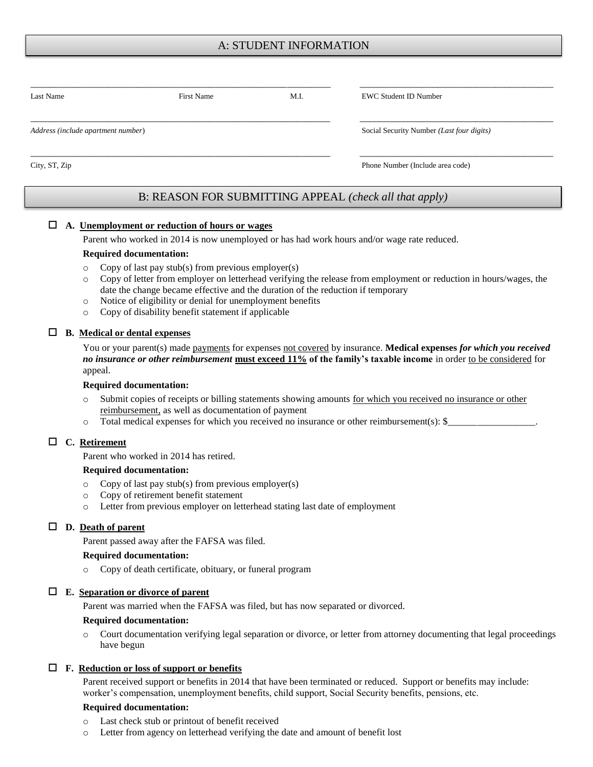## A: STUDENT INFORMATION

| | |
|---|---|
| Last Name First Name M.I. | EWC Student ID Number |
| *Address (include apartment number)* | Social Security Number *(Last four digits)* |
| City, ST, Zip | Phone Number (Include area code) |

## B: REASON FOR SUBMITTING APPEAL *(check all that apply)*

☐ **A. Unemployment or reduction of hours or wages**

Parent who worked in 2014 is now unemployed or has had work hours and/or wage rate reduced.

**Required documentation:**

- Copy of last pay stub(s) from previous employer(s)
- Copy of letter from employer on letterhead verifying the release from employment or reduction in hours/wages, the date the change became effective and the duration of the reduction if temporary
- Notice of eligibility or denial for unemployment benefits
- Copy of disability benefit statement if applicable

☐ **B. Medical or dental expenses**

You or your parent(s) made payments for expenses not covered by insurance. **Medical expenses *for which you received no insurance or other reimbursement* must exceed 11% of the family's taxable income** in order to be considered for appeal.

**Required documentation:**

- Submit copies of receipts or billing statements showing amounts for which you received no insurance or other reimbursement, as well as documentation of payment
- Total medical expenses for which you received no insurance or other reimbursement(s): $__________________.

☐ **C. Retirement**

Parent who worked in 2014 has retired.

**Required documentation:**

- Copy of last pay stub(s) from previous employer(s)
- Copy of retirement benefit statement
- Letter from previous employer on letterhead stating last date of employment

☐ **D. Death of parent**

Parent passed away after the FAFSA was filed.

**Required documentation:**

- Copy of death certificate, obituary, or funeral program

☐ **E. Separation or divorce of parent**

Parent was married when the FAFSA was filed, but has now separated or divorced.

**Required documentation:**

- Court documentation verifying legal separation or divorce, or letter from attorney documenting that legal proceedings have begun

☐ **F. Reduction or loss of support or benefits**

Parent received support or benefits in 2014 that have been terminated or reduced. Support or benefits may include: worker's compensation, unemployment benefits, child support, Social Security benefits, pensions, etc.

**Required documentation:**

- Last check stub or printout of benefit received
- Letter from agency on letterhead verifying the date and amount of benefit lost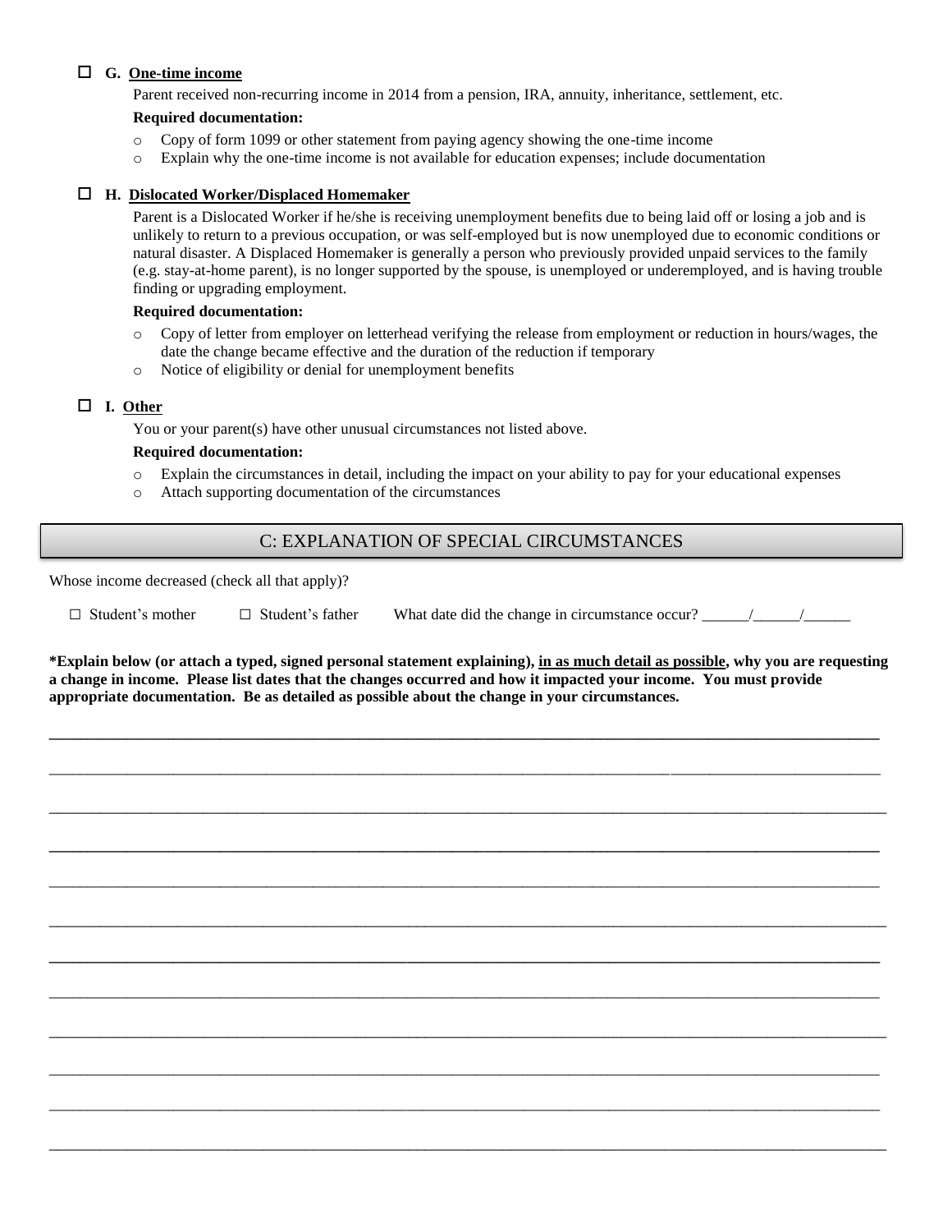☐ **G. One-time income**

Parent received non-recurring income in 2014 from a pension, IRA, annuity, inheritance, settlement, etc.

**Required documentation:**

- Copy of form 1099 or other statement from paying agency showing the one-time income
- Explain why the one-time income is not available for education expenses; include documentation

☐ **H. Dislocated Worker/Displaced Homemaker**

Parent is a Dislocated Worker if he/she is receiving unemployment benefits due to being laid off or losing a job and is unlikely to return to a previous occupation, or was self-employed but is now unemployed due to economic conditions or natural disaster. A Displaced Homemaker is generally a person who previously provided unpaid services to the family (e.g. stay-at-home parent), is no longer supported by the spouse, is unemployed or underemployed, and is having trouble finding or upgrading employment.

**Required documentation:**

- Copy of letter from employer on letterhead verifying the release from employment or reduction in hours/wages, the date the change became effective and the duration of the reduction if temporary
- Notice of eligibility or denial for unemployment benefits

☐ **I. Other**

You or your parent(s) have other unusual circumstances not listed above.

**Required documentation:**

- Explain the circumstances in detail, including the impact on your ability to pay for your educational expenses
- Attach supporting documentation of the circumstances

## C: EXPLANATION OF SPECIAL CIRCUMSTANCES

Whose income decreased (check all that apply)?

☐ Student's mother ☐ Student's father What date did the change in circumstance occur? ______/______/______

**\*Explain below (or attach a typed, signed personal statement explaining), <u>in as much detail as possible</u>, why you are requesting a change in income. Please list dates that the changes occurred and how it impacted your income. You must provide appropriate documentation. Be as detailed as possible about the change in your circumstances.**

____________________________________________________________________________________________________

____________________________________________________________________________________________________

____________________________________________________________________________________________________

____________________________________________________________________________________________________

____________________________________________________________________________________________________

____________________________________________________________________________________________________

____________________________________________________________________________________________________

____________________________________________________________________________________________________

____________________________________________________________________________________________________

____________________________________________________________________________________________________

____________________________________________________________________________________________________

____________________________________________________________________________________________________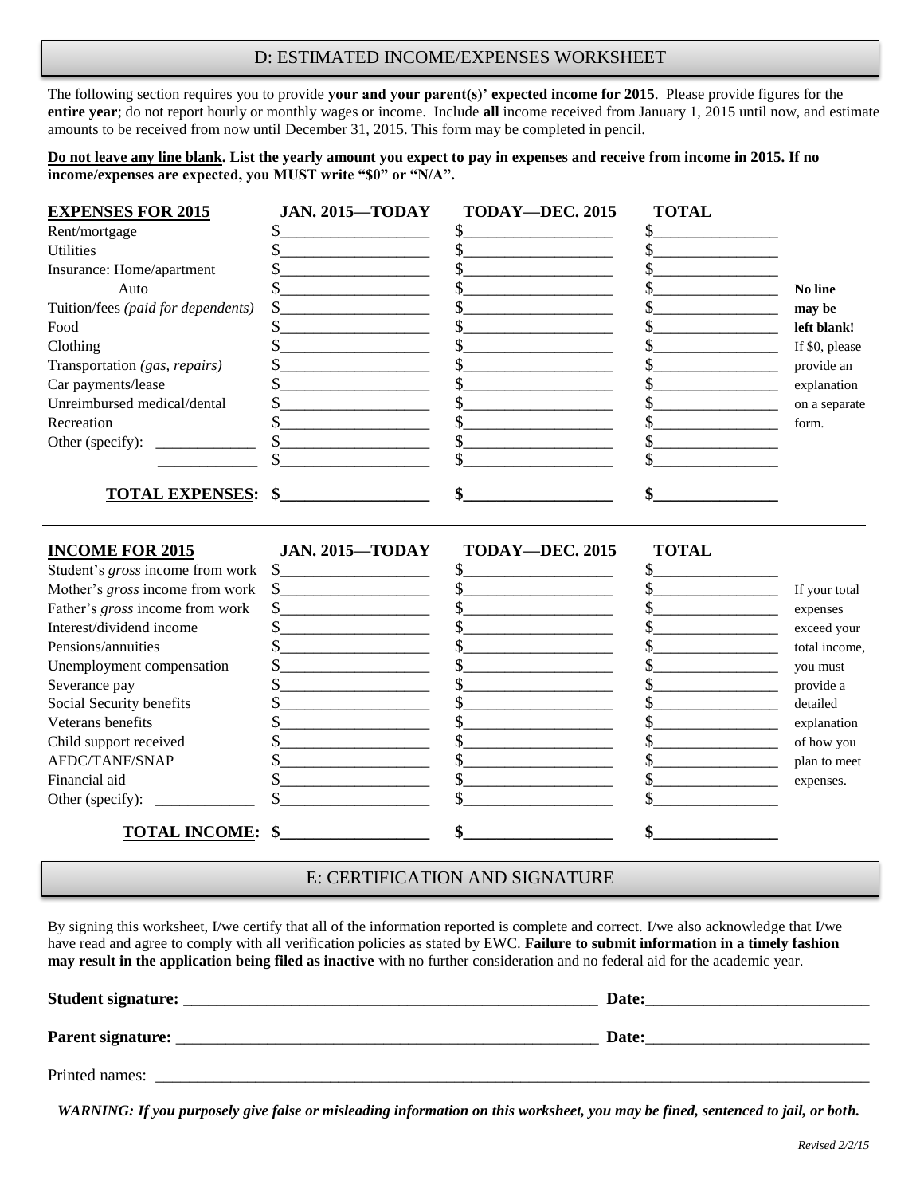## D: ESTIMATED INCOME/EXPENSES WORKSHEET

The following section requires you to provide **your and your parent(s)' expected income for 2015**. Please provide figures for the **entire year**; do not report hourly or monthly wages or income. Include **all** income received from January 1, 2015 until now, and estimate amounts to be received from now until December 31, 2015. This form may be completed in pencil.

**Do not leave any line blank. List the yearly amount you expect to pay in expenses and receive from income in 2015. If no income/expenses are expected, you MUST write "$0" or "N/A".**

| **EXPENSES FOR 2015** | **JAN. 2015—TODAY** | **TODAY—DEC. 2015** | **TOTAL** |
|---|---|---|---|
| Rent/mortgage | $__________ | $__________ | $__________ |
| Utilities | $__________ | $__________ | $__________ |
| Insurance: Home/apartment | $__________ | $__________ | $__________ |
| Auto | $__________ | $__________ | $__________ |
| Tuition/fees *(paid for dependents)* | $__________ | $__________ | $__________ |
| Food | $__________ | $__________ | $__________ |
| Clothing | $__________ | $__________ | $__________ |
| Transportation *(gas, repairs)* | $__________ | $__________ | $__________ |
| Car payments/lease | $__________ | $__________ | $__________ |
| Unreimbursed medical/dental | $__________ | $__________ | $__________ |
| Recreation | $__________ | $__________ | $__________ |
| Other (specify): __________ | $__________ | $__________ | $__________ |
| __________ | $__________ | $__________ | $__________ |
| **TOTAL EXPENSES:** | **$__________** | **$__________** | **$__________** |

**No line may be left blank!** If $0, please provide an explanation on a separate form.

| **INCOME FOR 2015** | **JAN. 2015—TODAY** | **TODAY—DEC. 2015** | **TOTAL** |
|---|---|---|---|
| Student's *gross* income from work | $__________ | $__________ | $__________ |
| Mother's *gross* income from work | $__________ | $__________ | $__________ |
| Father's *gross* income from work | $__________ | $__________ | $__________ |
| Interest/dividend income | $__________ | $__________ | $__________ |
| Pensions/annuities | $__________ | $__________ | $__________ |
| Unemployment compensation | $__________ | $__________ | $__________ |
| Severance pay | $__________ | $__________ | $__________ |
| Social Security benefits | $__________ | $__________ | $__________ |
| Veterans benefits | $__________ | $__________ | $__________ |
| Child support received | $__________ | $__________ | $__________ |
| AFDC/TANF/SNAP | $__________ | $__________ | $__________ |
| Financial aid | $__________ | $__________ | $__________ |
| Other (specify): __________ | $__________ | $__________ | $__________ |
| **TOTAL INCOME:** | **$__________** | **$__________** | **$__________** |

If your total expenses exceed your total income, you must provide a detailed explanation of how you plan to meet expenses.

## E: CERTIFICATION AND SIGNATURE

By signing this worksheet, I/we certify that all of the information reported is complete and correct. I/we also acknowledge that I/we have read and agree to comply with all verification policies as stated by EWC. **Failure to submit information in a timely fashion may result in the application being filed as inactive** with no further consideration and no federal aid for the academic year.

**Student signature:** ______________________________ **Date:** ______________________

**Parent signature:** ______________________________ **Date:** ______________________

Printed names: ______________________________________________________________

***WARNING: If you purposely give false or misleading information on this worksheet, you may be fined, sentenced to jail, or both.***

*Revised 2/2/15*